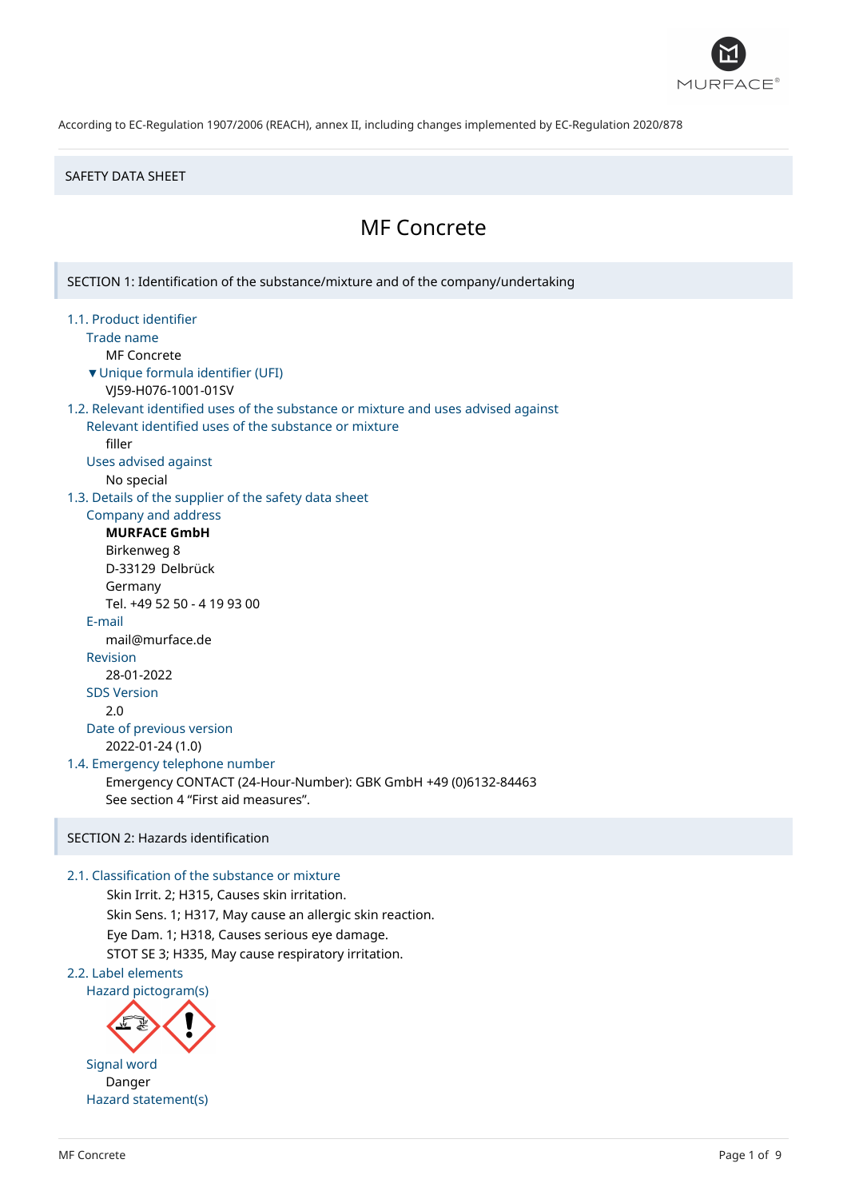According to EC-Regulation 1907/2006 (REACH), annex II, including changes implemented by EC-Regulation 2020/878

SAFETY DATA SHEET

# MF Concrete

## SECTION 1: Identification of the substance/mixture and of the company/undertaking

### 1.1. Product identifier

Trade name

MF Concrete

▼Unique formula identifier (UFI)

VJ59-H076-1001-01SV

### 1.2. Relevant identified uses of the substance or mixture and uses advised against

Relevant identified uses of the substance or mixture

filler

Uses advised against

No special

### 1.3. Details of the supplier of the safety data sheet

Company and address

**MURFACE GmbH**
Birkenweg 8
D-33129 Delbrück
Germany
Tel. +49 52 50 - 4 19 93 00

E-mail

mail@murface.de

Revision

28-01-2022

SDS Version

2.0

Date of previous version

2022-01-24 (1.0)

### 1.4. Emergency telephone number

Emergency CONTACT (24-Hour-Number): GBK GmbH +49 (0)6132-84463
See section 4 "First aid measures".

## SECTION 2: Hazards identification

### 2.1. Classification of the substance or mixture

Skin Irrit. 2; H315, Causes skin irritation.
Skin Sens. 1; H317, May cause an allergic skin reaction.
Eye Dam. 1; H318, Causes serious eye damage.
STOT SE 3; H335, May cause respiratory irritation.

### 2.2. Label elements

Hazard pictogram(s)

Signal word

Danger

Hazard statement(s)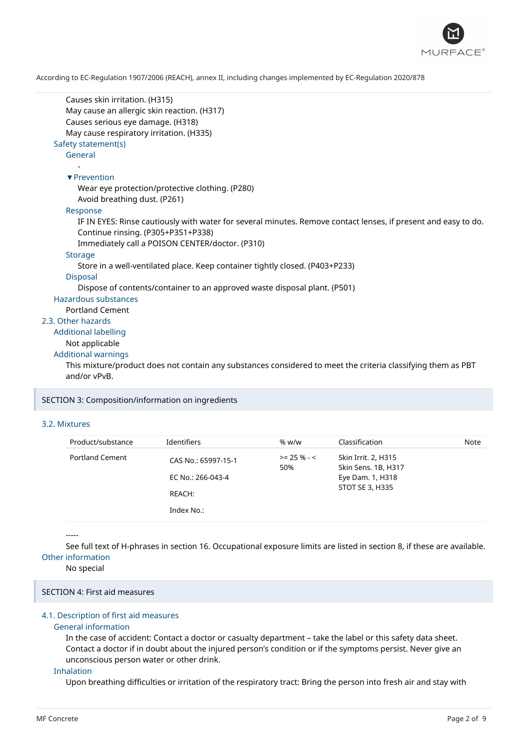Causes skin irritation. (H315)
May cause an allergic skin reaction. (H317)
Causes serious eye damage. (H318)
May cause respiratory irritation. (H335)

### Safety statement(s)

#### General

-

#### ▼Prevention

Wear eye protection/protective clothing. (P280)
Avoid breathing dust. (P261)

#### Response

IF IN EYES: Rinse cautiously with water for several minutes. Remove contact lenses, if present and easy to do. Continue rinsing. (P305+P351+P338)
Immediately call a POISON CENTER/doctor. (P310)

#### Storage

Store in a well-ventilated place. Keep container tightly closed. (P403+P233)

#### Disposal

Dispose of contents/container to an approved waste disposal plant. (P501)

### Hazardous substances

Portland Cement

## 2.3. Other hazards

### Additional labelling

Not applicable

### Additional warnings

This mixture/product does not contain any substances considered to meet the criteria classifying them as PBT and/or vPvB.

# SECTION 3: Composition/information on ingredients

## 3.2. Mixtures

| Product/substance | Identifiers | % w/w | Classification | Note |
|---|---|---|---|---|
| Portland Cement | CAS No.: 65997-15-1<br>EC No.: 266-043-4<br>REACH:<br>Index No.: | >= 25 % - < 50% | Skin Irrit. 2, H315<br>Skin Sens. 1B, H317<br>Eye Dam. 1, H318<br>STOT SE 3, H335 | |

-----

See full text of H-phrases in section 16. Occupational exposure limits are listed in section 8, if these are available.

### Other information

No special

# SECTION 4: First aid measures

## 4.1. Description of first aid measures

### General information

In the case of accident: Contact a doctor or casualty department – take the label or this safety data sheet. Contact a doctor if in doubt about the injured person's condition or if the symptoms persist. Never give an unconscious person water or other drink.

### Inhalation

Upon breathing difficulties or irritation of the respiratory tract: Bring the person into fresh air and stay with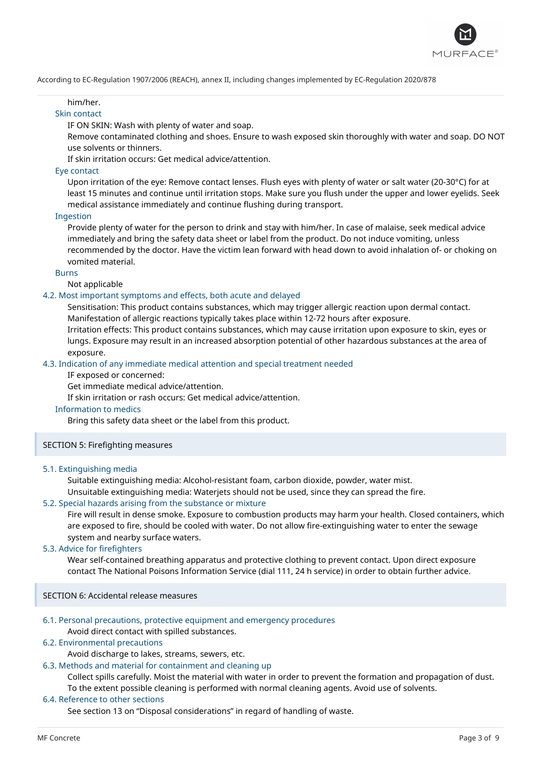him/her.

### Skin contact

IF ON SKIN: Wash with plenty of water and soap.

Remove contaminated clothing and shoes. Ensure to wash exposed skin thoroughly with water and soap. DO NOT use solvents or thinners.

If skin irritation occurs: Get medical advice/attention.

### Eye contact

Upon irritation of the eye: Remove contact lenses. Flush eyes with plenty of water or salt water (20-30°C) for at least 15 minutes and continue until irritation stops. Make sure you flush under the upper and lower eyelids. Seek medical assistance immediately and continue flushing during transport.

### Ingestion

Provide plenty of water for the person to drink and stay with him/her. In case of malaise, seek medical advice immediately and bring the safety data sheet or label from the product. Do not induce vomiting, unless recommended by the doctor. Have the victim lean forward with head down to avoid inhalation of- or choking on vomited material.

### Burns

Not applicable

### 4.2. Most important symptoms and effects, both acute and delayed

Sensitisation: This product contains substances, which may trigger allergic reaction upon dermal contact. Manifestation of allergic reactions typically takes place within 12-72 hours after exposure.

Irritation effects: This product contains substances, which may cause irritation upon exposure to skin, eyes or lungs. Exposure may result in an increased absorption potential of other hazardous substances at the area of exposure.

### 4.3. Indication of any immediate medical attention and special treatment needed

IF exposed or concerned:

Get immediate medical advice/attention.

If skin irritation or rash occurs: Get medical advice/attention.

### Information to medics

Bring this safety data sheet or the label from this product.

## SECTION 5: Firefighting measures

### 5.1. Extinguishing media

Suitable extinguishing media: Alcohol-resistant foam, carbon dioxide, powder, water mist.

Unsuitable extinguishing media: Waterjets should not be used, since they can spread the fire.

### 5.2. Special hazards arising from the substance or mixture

Fire will result in dense smoke. Exposure to combustion products may harm your health. Closed containers, which are exposed to fire, should be cooled with water. Do not allow fire-extinguishing water to enter the sewage system and nearby surface waters.

### 5.3. Advice for firefighters

Wear self-contained breathing apparatus and protective clothing to prevent contact. Upon direct exposure contact The National Poisons Information Service (dial 111, 24 h service) in order to obtain further advice.

## SECTION 6: Accidental release measures

### 6.1. Personal precautions, protective equipment and emergency procedures

Avoid direct contact with spilled substances.

### 6.2. Environmental precautions

Avoid discharge to lakes, streams, sewers, etc.

### 6.3. Methods and material for containment and cleaning up

Collect spills carefully. Moist the material with water in order to prevent the formation and propagation of dust. To the extent possible cleaning is performed with normal cleaning agents. Avoid use of solvents.

### 6.4. Reference to other sections

See section 13 on "Disposal considerations" in regard of handling of waste.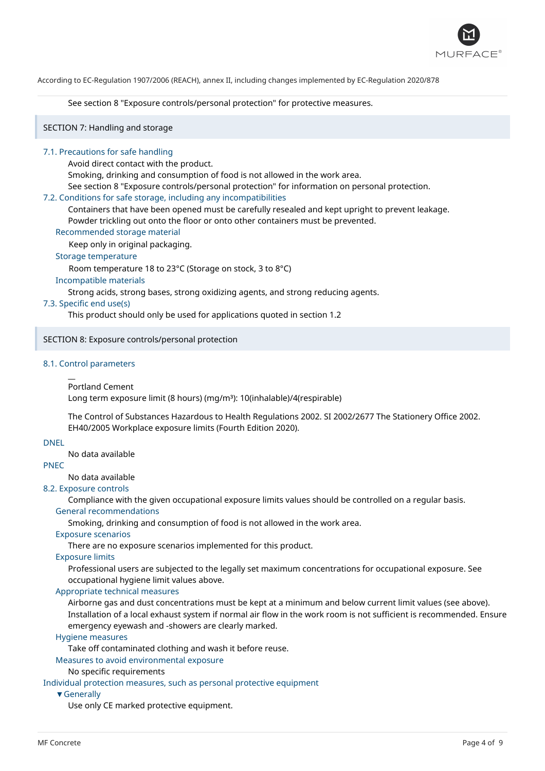See section 8 "Exposure controls/personal protection" for protective measures.

## SECTION 7: Handling and storage

### 7.1. Precautions for safe handling

Avoid direct contact with the product.
Smoking, drinking and consumption of food is not allowed in the work area.
See section 8 "Exposure controls/personal protection" for information on personal protection.

### 7.2. Conditions for safe storage, including any incompatibilities

Containers that have been opened must be carefully resealed and kept upright to prevent leakage.
Powder trickling out onto the floor or onto other containers must be prevented.

#### Recommended storage material

Keep only in original packaging.

#### Storage temperature

Room temperature 18 to 23°C (Storage on stock, 3 to 8°C)

#### Incompatible materials

Strong acids, strong bases, strong oxidizing agents, and strong reducing agents.

### 7.3. Specific end use(s)

This product should only be used for applications quoted in section 1.2

## SECTION 8: Exposure controls/personal protection

### 8.1. Control parameters

—
Portland Cement
Long term exposure limit (8 hours) (mg/m³): 10(inhalable)/4(respirable)

The Control of Substances Hazardous to Health Regulations 2002. SI 2002/2677 The Stationery Office 2002.
EH40/2005 Workplace exposure limits (Fourth Edition 2020).

#### DNEL

No data available

#### PNEC

No data available

### 8.2. Exposure controls

Compliance with the given occupational exposure limits values should be controlled on a regular basis.

#### General recommendations

Smoking, drinking and consumption of food is not allowed in the work area.

#### Exposure scenarios

There are no exposure scenarios implemented for this product.

#### Exposure limits

Professional users are subjected to the legally set maximum concentrations for occupational exposure. See occupational hygiene limit values above.

#### Appropriate technical measures

Airborne gas and dust concentrations must be kept at a minimum and below current limit values (see above).
Installation of a local exhaust system if normal air flow in the work room is not sufficient is recommended. Ensure emergency eyewash and -showers are clearly marked.

#### Hygiene measures

Take off contaminated clothing and wash it before reuse.

#### Measures to avoid environmental exposure

No specific requirements

#### Individual protection measures, such as personal protective equipment

▼Generally

Use only CE marked protective equipment.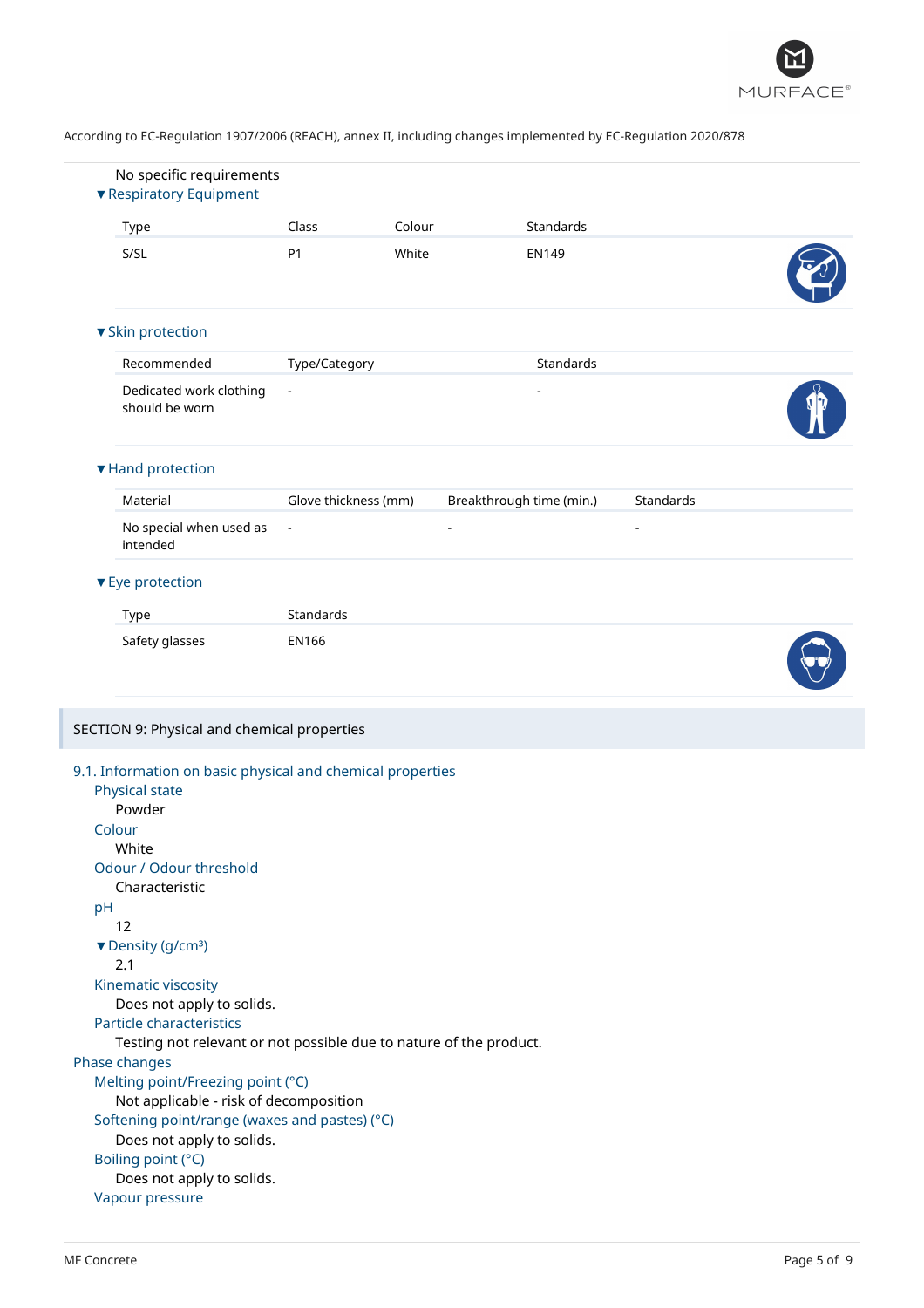According to EC-Regulation 1907/2006 (REACH), annex II, including changes implemented by EC-Regulation 2020/878

No specific requirements

**▼ Respiratory Equipment**

| Type | Class | Colour | Standards |
| --- | --- | --- | --- |
| S/SL | P1 | White | EN149 |

**▼ Skin protection**

| Recommended | Type/Category | Standards |
| --- | --- | --- |
| Dedicated work clothing should be worn | - | - |

**▼ Hand protection**

| Material | Glove thickness (mm) | Breakthrough time (min.) | Standards |
| --- | --- | --- | --- |
| No special when used as intended | - | - | - |

**▼ Eye protection**

| Type | Standards |
| --- | --- |
| Safety glasses | EN166 |

## SECTION 9: Physical and chemical properties

### 9.1. Information on basic physical and chemical properties

**Physical state**

Powder

**Colour**

White

**Odour / Odour threshold**

Characteristic

**pH**

12

**▼ Density (g/cm³)**

2.1

**Kinematic viscosity**

Does not apply to solids.

**Particle characteristics**

Testing not relevant or not possible due to nature of the product.

**Phase changes**

**Melting point/Freezing point (°C)**

Not applicable - risk of decomposition

**Softening point/range (waxes and pastes) (°C)**

Does not apply to solids.

**Boiling point (°C)**

Does not apply to solids.

**Vapour pressure**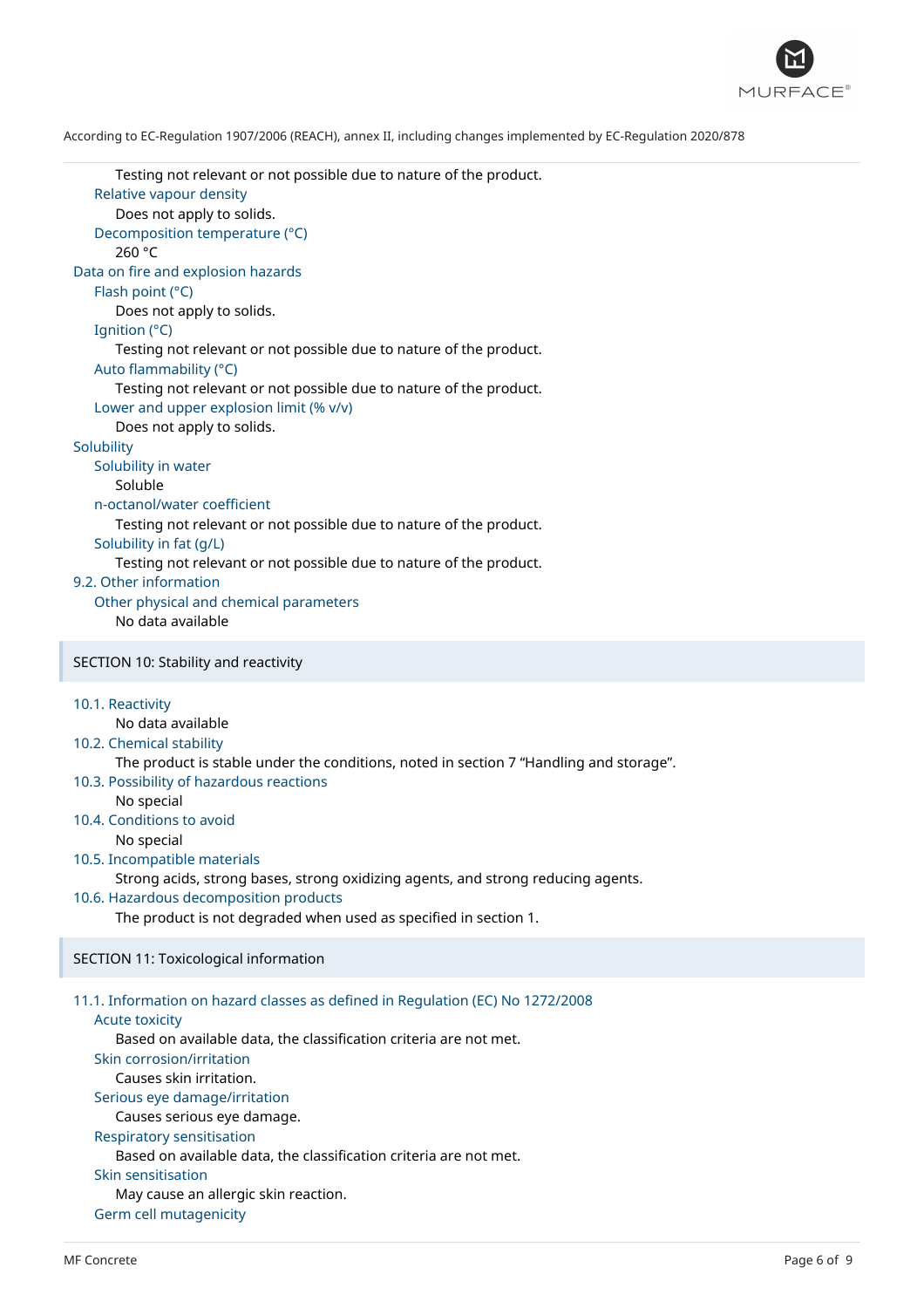Testing not relevant or not possible due to nature of the product.

Relative vapour density

Does not apply to solids.

Decomposition temperature (°C)

260 °C

Data on fire and explosion hazards

Flash point (°C)

Does not apply to solids.

Ignition (°C)

Testing not relevant or not possible due to nature of the product.

Auto flammability (°C)

Testing not relevant or not possible due to nature of the product.

Lower and upper explosion limit (% v/v)

Does not apply to solids.

Solubility

Solubility in water

Soluble

n-octanol/water coefficient

Testing not relevant or not possible due to nature of the product.

Solubility in fat (g/L)

Testing not relevant or not possible due to nature of the product.

9.2. Other information

Other physical and chemical parameters

No data available

## SECTION 10: Stability and reactivity

10.1. Reactivity

No data available

10.2. Chemical stability

The product is stable under the conditions, noted in section 7 “Handling and storage”.

10.3. Possibility of hazardous reactions

No special

10.4. Conditions to avoid

No special

10.5. Incompatible materials

Strong acids, strong bases, strong oxidizing agents, and strong reducing agents.

10.6. Hazardous decomposition products

The product is not degraded when used as specified in section 1.

## SECTION 11: Toxicological information

11.1. Information on hazard classes as defined in Regulation (EC) No 1272/2008

Acute toxicity

Based on available data, the classification criteria are not met.

Skin corrosion/irritation

Causes skin irritation.

Serious eye damage/irritation

Causes serious eye damage.

Respiratory sensitisation

Based on available data, the classification criteria are not met.

Skin sensitisation

May cause an allergic skin reaction.

Germ cell mutagenicity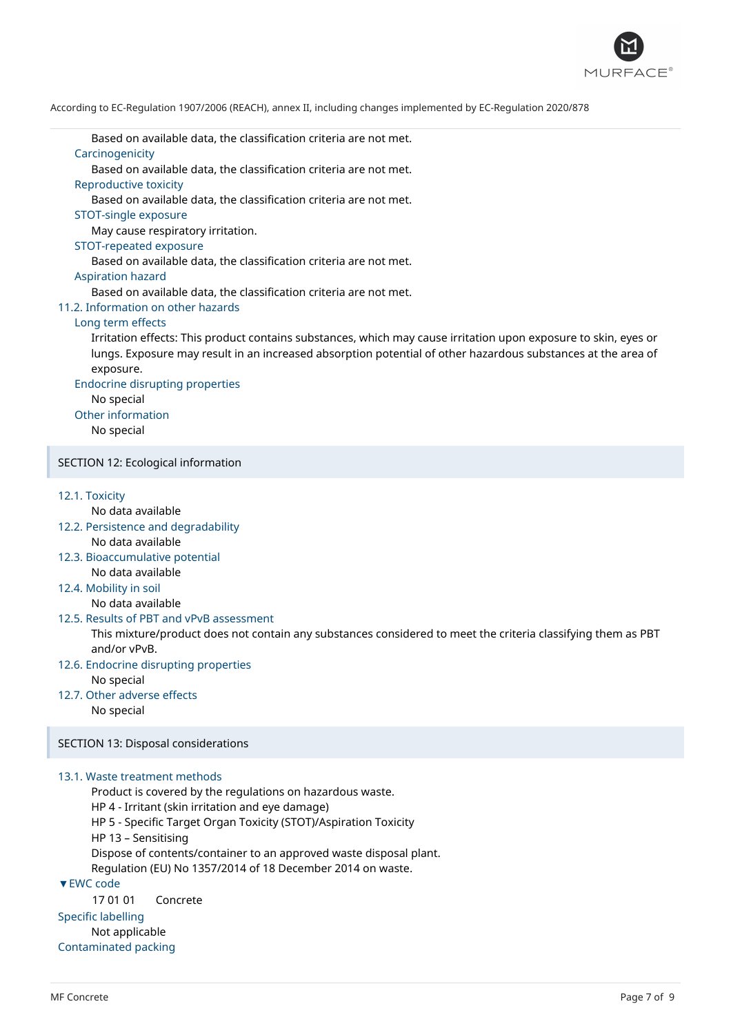Based on available data, the classification criteria are not met.

**Carcinogenicity**

Based on available data, the classification criteria are not met.

**Reproductive toxicity**

Based on available data, the classification criteria are not met.

**STOT-single exposure**

May cause respiratory irritation.

**STOT-repeated exposure**

Based on available data, the classification criteria are not met.

**Aspiration hazard**

Based on available data, the classification criteria are not met.

### 11.2. Information on other hazards

**Long term effects**

Irritation effects: This product contains substances, which may cause irritation upon exposure to skin, eyes or lungs. Exposure may result in an increased absorption potential of other hazardous substances at the area of exposure.

**Endocrine disrupting properties**

No special

**Other information**

No special

## SECTION 12: Ecological information

### 12.1. Toxicity

No data available

### 12.2. Persistence and degradability

No data available

### 12.3. Bioaccumulative potential

No data available

### 12.4. Mobility in soil

No data available

### 12.5. Results of PBT and vPvB assessment

This mixture/product does not contain any substances considered to meet the criteria classifying them as PBT and/or vPvB.

### 12.6. Endocrine disrupting properties

No special

### 12.7. Other adverse effects

No special

## SECTION 13: Disposal considerations

### 13.1. Waste treatment methods

Product is covered by the regulations on hazardous waste.
HP 4 - Irritant (skin irritation and eye damage)
HP 5 - Specific Target Organ Toxicity (STOT)/Aspiration Toxicity
HP 13 – Sensitising
Dispose of contents/container to an approved waste disposal plant.
Regulation (EU) No 1357/2014 of 18 December 2014 on waste.

**▼EWC code**

17 01 01 Concrete

**Specific labelling**

Not applicable

**Contaminated packing**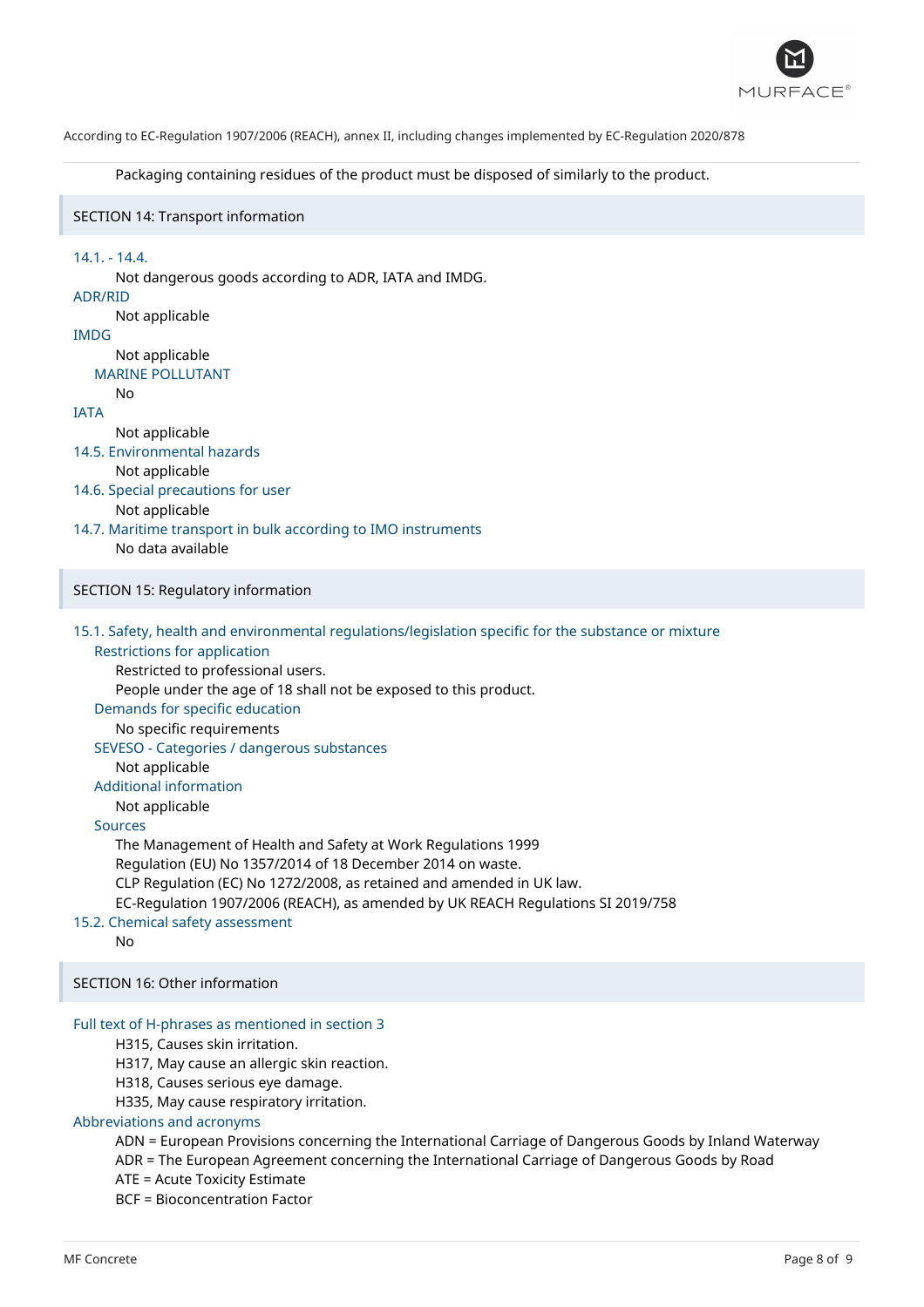Packaging containing residues of the product must be disposed of similarly to the product.

## SECTION 14: Transport information

### 14.1. - 14.4.

Not dangerous goods according to ADR, IATA and IMDG.

**ADR/RID**

Not applicable

**IMDG**

Not applicable

**MARINE POLLUTANT**

No

**IATA**

Not applicable

### 14.5. Environmental hazards

Not applicable

### 14.6. Special precautions for user

Not applicable

### 14.7. Maritime transport in bulk according to IMO instruments

No data available

## SECTION 15: Regulatory information

### 15.1. Safety, health and environmental regulations/legislation specific for the substance or mixture

**Restrictions for application**

Restricted to professional users.
People under the age of 18 shall not be exposed to this product.

**Demands for specific education**

No specific requirements

**SEVESO - Categories / dangerous substances**

Not applicable

**Additional information**

Not applicable

**Sources**

The Management of Health and Safety at Work Regulations 1999
Regulation (EU) No 1357/2014 of 18 December 2014 on waste.
CLP Regulation (EC) No 1272/2008, as retained and amended in UK law.
EC-Regulation 1907/2006 (REACH), as amended by UK REACH Regulations SI 2019/758

### 15.2. Chemical safety assessment

No

## SECTION 16: Other information

### Full text of H-phrases as mentioned in section 3

H315, Causes skin irritation.
H317, May cause an allergic skin reaction.
H318, Causes serious eye damage.
H335, May cause respiratory irritation.

### Abbreviations and acronyms

ADN = European Provisions concerning the International Carriage of Dangerous Goods by Inland Waterway
ADR = The European Agreement concerning the International Carriage of Dangerous Goods by Road
ATE = Acute Toxicity Estimate
BCF = Bioconcentration Factor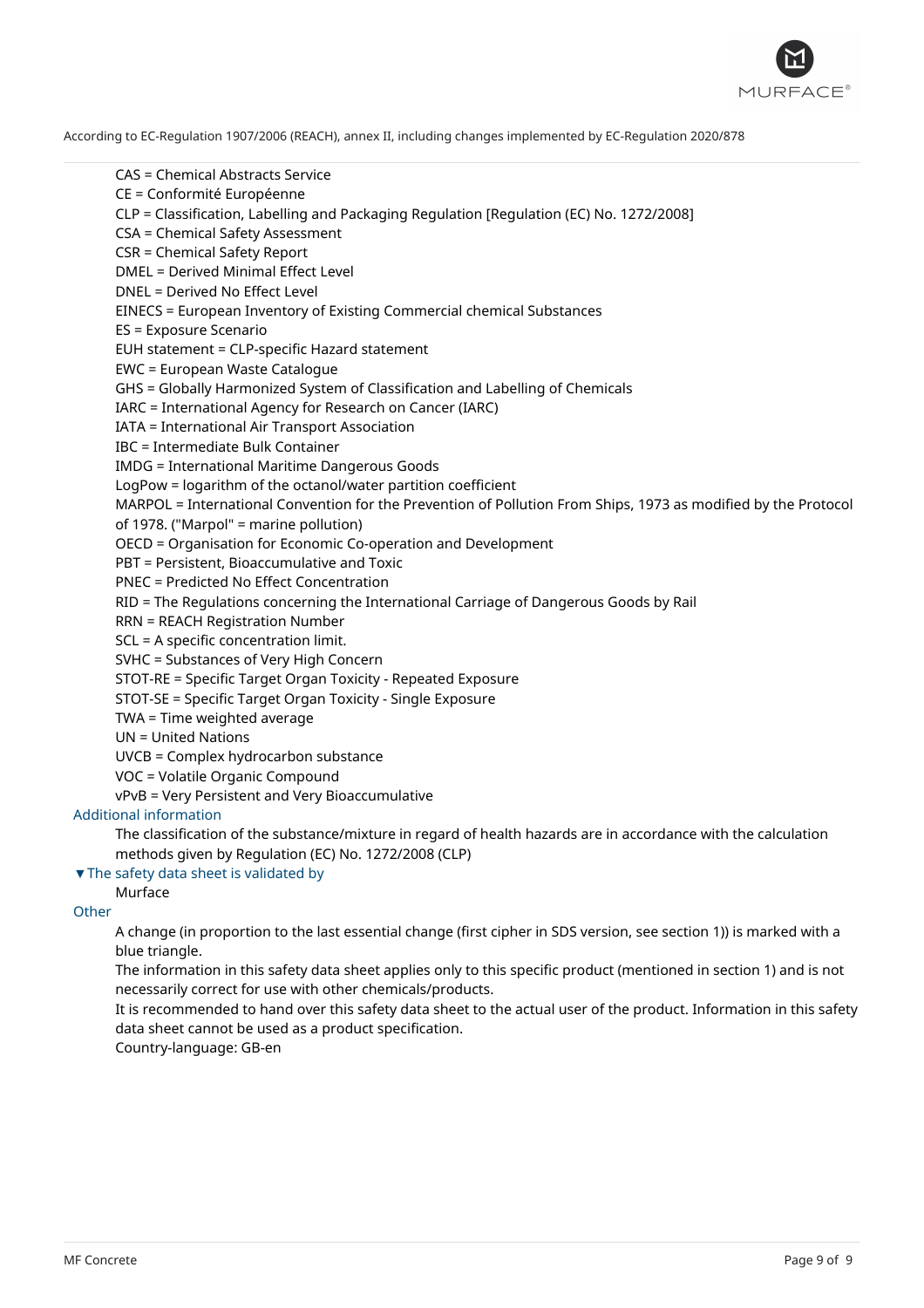CAS = Chemical Abstracts Service
CE = Conformité Européenne
CLP = Classification, Labelling and Packaging Regulation [Regulation (EC) No. 1272/2008]
CSA = Chemical Safety Assessment
CSR = Chemical Safety Report
DMEL = Derived Minimal Effect Level
DNEL = Derived No Effect Level
EINECS = European Inventory of Existing Commercial chemical Substances
ES = Exposure Scenario
EUH statement = CLP-specific Hazard statement
EWC = European Waste Catalogue
GHS = Globally Harmonized System of Classification and Labelling of Chemicals
IARC = International Agency for Research on Cancer (IARC)
IATA = International Air Transport Association
IBC = Intermediate Bulk Container
IMDG = International Maritime Dangerous Goods
LogPow = logarithm of the octanol/water partition coefficient
MARPOL = International Convention for the Prevention of Pollution From Ships, 1973 as modified by the Protocol of 1978. ("Marpol" = marine pollution)
OECD = Organisation for Economic Co-operation and Development
PBT = Persistent, Bioaccumulative and Toxic
PNEC = Predicted No Effect Concentration
RID = The Regulations concerning the International Carriage of Dangerous Goods by Rail
RRN = REACH Registration Number
SCL = A specific concentration limit.
SVHC = Substances of Very High Concern
STOT-RE = Specific Target Organ Toxicity - Repeated Exposure
STOT-SE = Specific Target Organ Toxicity - Single Exposure
TWA = Time weighted average
UN = United Nations
UVCB = Complex hydrocarbon substance
VOC = Volatile Organic Compound
vPvB = Very Persistent and Very Bioaccumulative

### Additional information

The classification of the substance/mixture in regard of health hazards are in accordance with the calculation methods given by Regulation (EC) No. 1272/2008 (CLP)

### ▼The safety data sheet is validated by

Murface

### Other

A change (in proportion to the last essential change (first cipher in SDS version, see section 1)) is marked with a blue triangle.
The information in this safety data sheet applies only to this specific product (mentioned in section 1) and is not necessarily correct for use with other chemicals/products.
It is recommended to hand over this safety data sheet to the actual user of the product. Information in this safety data sheet cannot be used as a product specification.
Country-language: GB-en